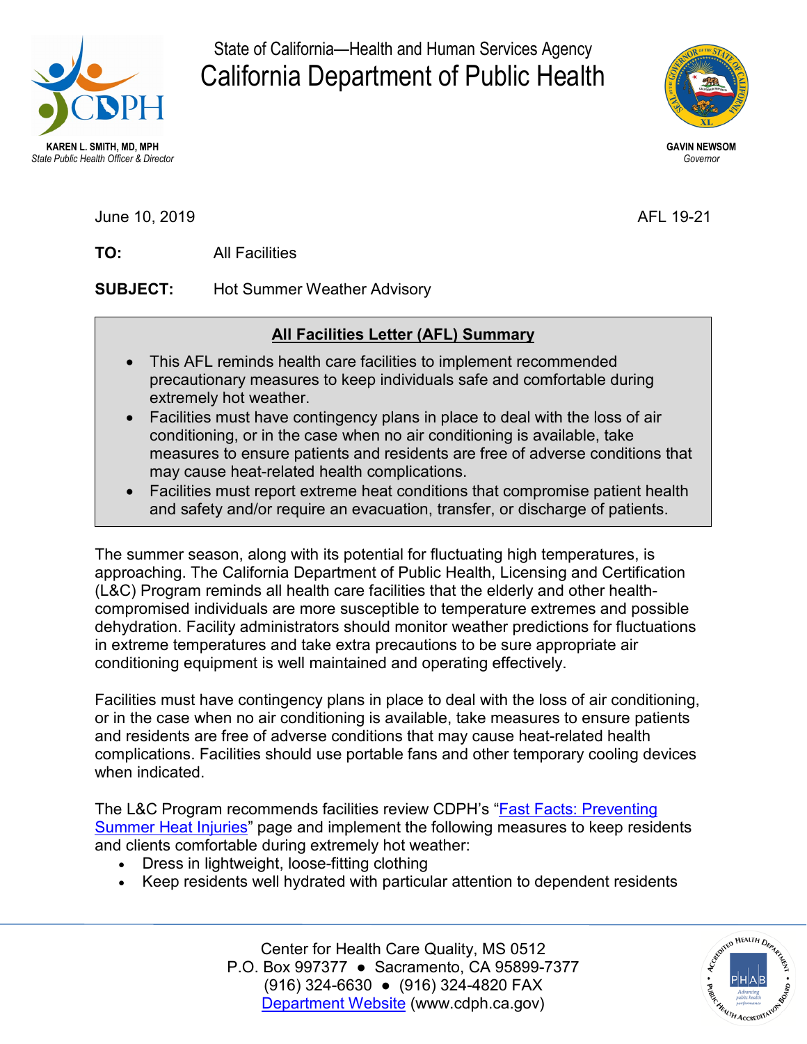State of California—Health and Human Services Agency

# California Department of Public Health

**KAREN L. SMITH, MD, MPH**
*State Public Health Officer & Director*

**GAVIN NEWSOM**
*Governor*

June 10, 2019

AFL 19-21

**TO:** All Facilities

**SUBJECT:** Hot Summer Weather Advisory

## All Facilities Letter (AFL) Summary

- This AFL reminds health care facilities to implement recommended precautionary measures to keep individuals safe and comfortable during extremely hot weather.
- Facilities must have contingency plans in place to deal with the loss of air conditioning, or in the case when no air conditioning is available, take measures to ensure patients and residents are free of adverse conditions that may cause heat-related health complications.
- Facilities must report extreme heat conditions that compromise patient health and safety and/or require an evacuation, transfer, or discharge of patients.

The summer season, along with its potential for fluctuating high temperatures, is approaching. The California Department of Public Health, Licensing and Certification (L&C) Program reminds all health care facilities that the elderly and other health-compromised individuals are more susceptible to temperature extremes and possible dehydration. Facility administrators should monitor weather predictions for fluctuations in extreme temperatures and take extra precautions to be sure appropriate air conditioning equipment is well maintained and operating effectively.

Facilities must have contingency plans in place to deal with the loss of air conditioning, or in the case when no air conditioning is available, take measures to ensure patients and residents are free of adverse conditions that may cause heat-related health complications. Facilities should use portable fans and other temporary cooling devices when indicated.

The L&C Program recommends facilities review CDPH's "Fast Facts: Preventing Summer Heat Injuries" page and implement the following measures to keep residents and clients comfortable during extremely hot weather:

- Dress in lightweight, loose-fitting clothing
- Keep residents well hydrated with particular attention to dependent residents

Center for Health Care Quality, MS 0512
P.O. Box 997377 ● Sacramento, CA 95899-7377
(916) 324-6630 ● (916) 324-4820 FAX
Department Website (www.cdph.ca.gov)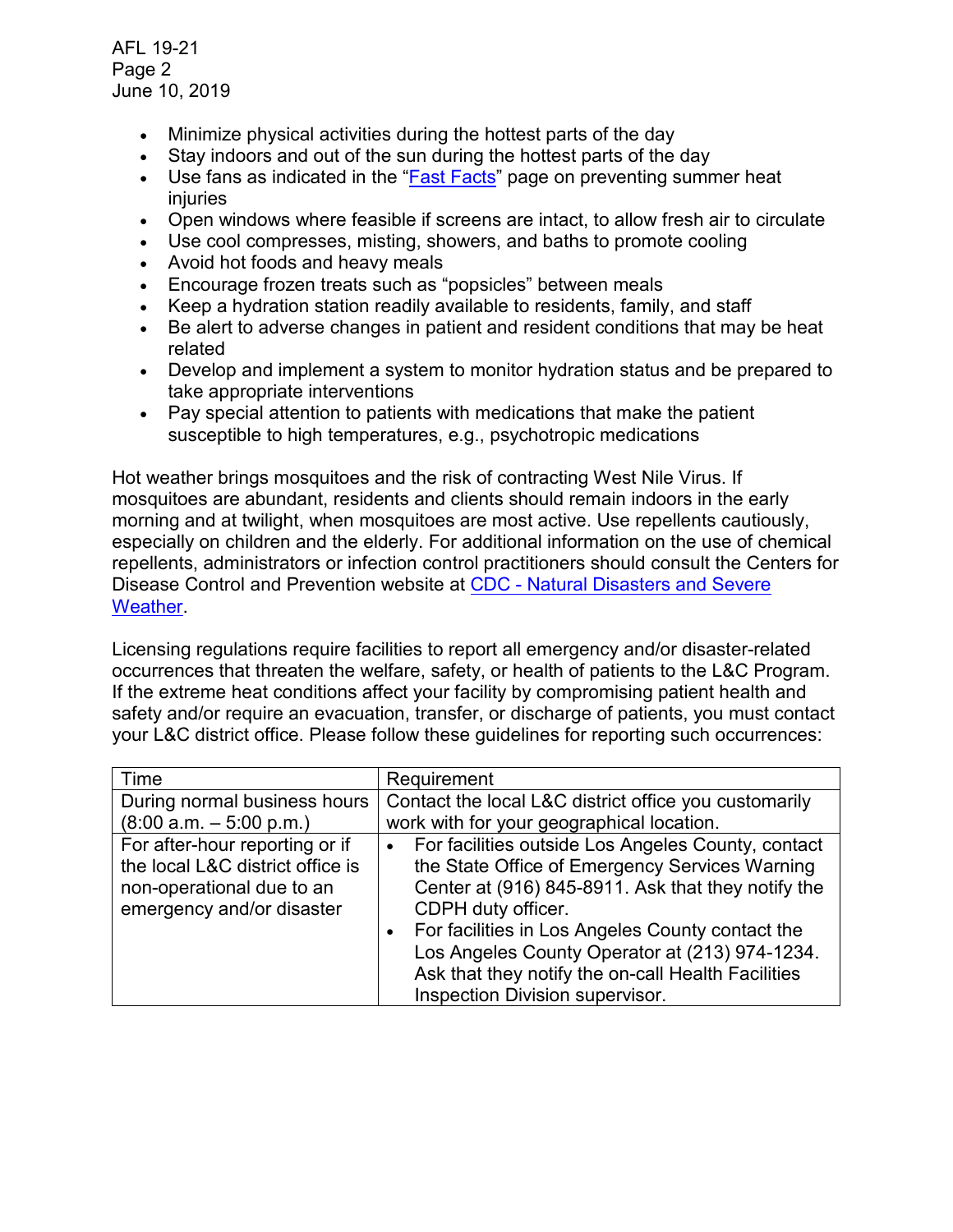- Minimize physical activities during the hottest parts of the day
- Stay indoors and out of the sun during the hottest parts of the day
- Use fans as indicated in the "Fast Facts" page on preventing summer heat injuries
- Open windows where feasible if screens are intact, to allow fresh air to circulate
- Use cool compresses, misting, showers, and baths to promote cooling
- Avoid hot foods and heavy meals
- Encourage frozen treats such as "popsicles" between meals
- Keep a hydration station readily available to residents, family, and staff
- Be alert to adverse changes in patient and resident conditions that may be heat related
- Develop and implement a system to monitor hydration status and be prepared to take appropriate interventions
- Pay special attention to patients with medications that make the patient susceptible to high temperatures, e.g., psychotropic medications

Hot weather brings mosquitoes and the risk of contracting West Nile Virus. If mosquitoes are abundant, residents and clients should remain indoors in the early morning and at twilight, when mosquitoes are most active. Use repellents cautiously, especially on children and the elderly. For additional information on the use of chemical repellents, administrators or infection control practitioners should consult the Centers for Disease Control and Prevention website at CDC - Natural Disasters and Severe Weather.

Licensing regulations require facilities to report all emergency and/or disaster-related occurrences that threaten the welfare, safety, or health of patients to the L&C Program. If the extreme heat conditions affect your facility by compromising patient health and safety and/or require an evacuation, transfer, or discharge of patients, you must contact your L&C district office. Please follow these guidelines for reporting such occurrences:

| Time | Requirement |
| --- | --- |
| During normal business hours (8:00 a.m. – 5:00 p.m.) | Contact the local L&C district office you customarily work with for your geographical location. |
| For after-hour reporting or if the local L&C district office is non-operational due to an emergency and/or disaster | • For facilities outside Los Angeles County, contact the State Office of Emergency Services Warning Center at (916) 845-8911. Ask that they notify the CDPH duty officer.<br>• For facilities in Los Angeles County contact the Los Angeles County Operator at (213) 974-1234. Ask that they notify the on-call Health Facilities Inspection Division supervisor. |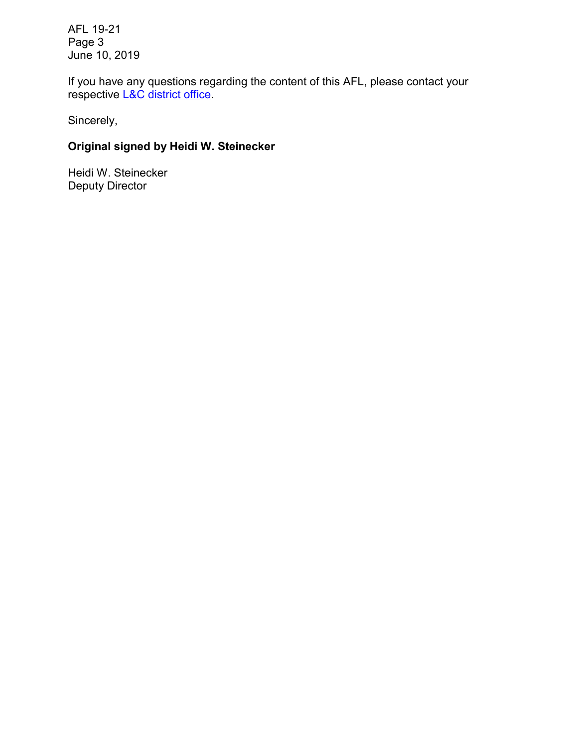If you have any questions regarding the content of this AFL, please contact your respective L&C district office.

Sincerely,

**Original signed by Heidi W. Steinecker**

Heidi W. Steinecker
Deputy Director